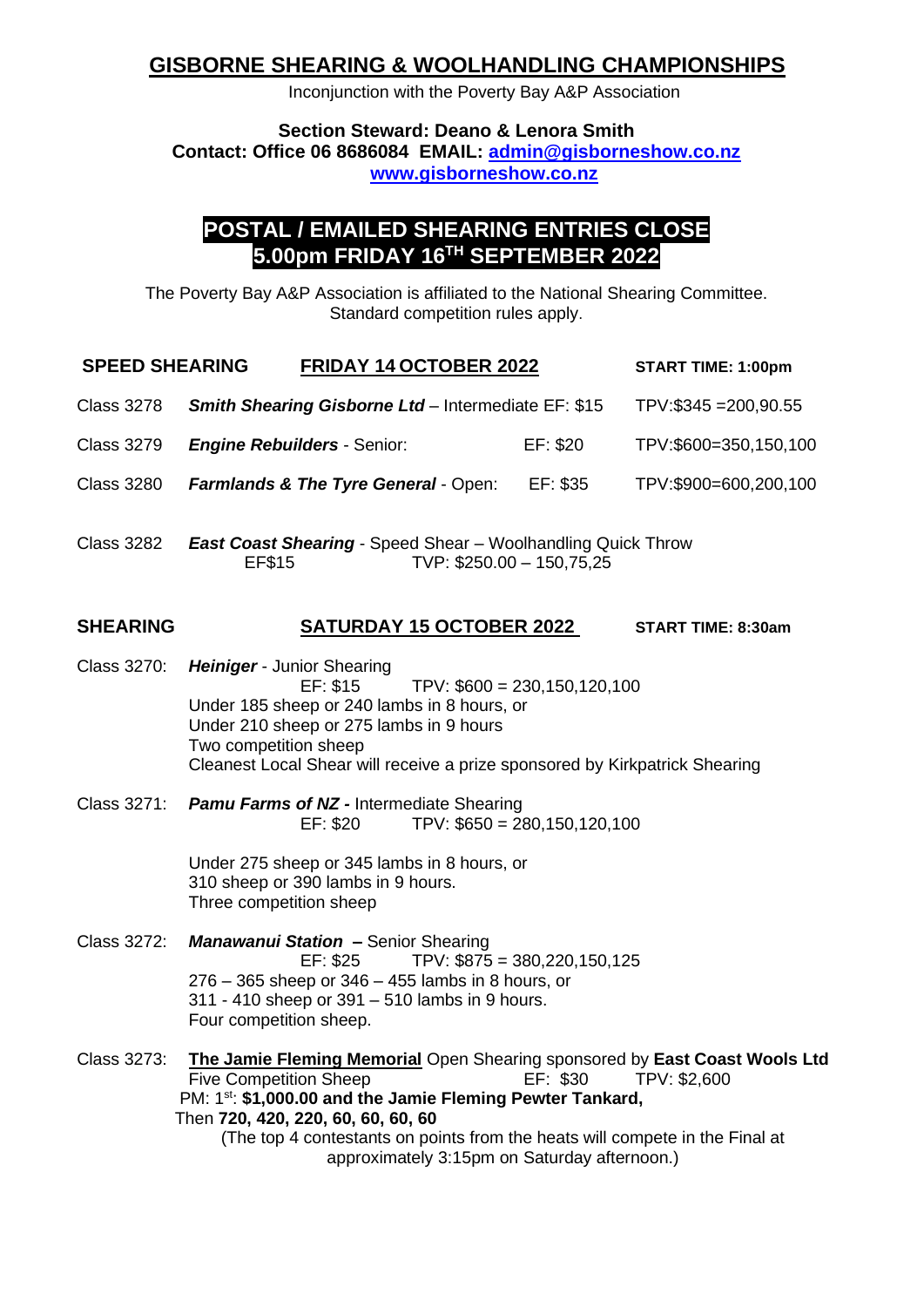# GISBORNE SHEARING & WOOLHANDLING CHAMPIONSHIPS

Inconjunction with the Poverty Bay A&P Association

**Section Steward: Deano & Lenora Smith**
**Contact: Office 06 8686084 EMAIL: admin@gisborneshow.co.nz**
**www.gisborneshow.co.nz**

## POSTAL / EMAILED SHEARING ENTRIES CLOSE 5.00pm FRIDAY 16TH SEPTEMBER 2022

The Poverty Bay A&P Association is affiliated to the National Shearing Committee. Standard competition rules apply.

## SPEED SHEARING — FRIDAY 14 OCTOBER 2022 — START TIME: 1:00pm

Class 3278 *Smith Shearing Gisborne Ltd* – Intermediate EF: $15 TPV:$345 =200,90.55

Class 3279 *Engine Rebuilders* - Senior: EF: $20 TPV:$600=350,150,100

Class 3280 *Farmlands & The Tyre General* - Open: EF: $35 TPV:$900=600,200,100

Class 3282 *East Coast Shearing* - Speed Shear – Woolhandling Quick Throw
EF$15 TVP: $250.00 – 150,75,25

## SHEARING — SATURDAY 15 OCTOBER 2022 — START TIME: 8:30am

Class 3270: ***Heiniger*** - Junior Shearing
EF: $15 TPV: $600 = 230,150,120,100
Under 185 sheep or 240 lambs in 8 hours, or
Under 210 sheep or 275 lambs in 9 hours
Two competition sheep
Cleanest Local Shear will receive a prize sponsored by Kirkpatrick Shearing

Class 3271: ***Pamu Farms of NZ -*** Intermediate Shearing
EF: $20 TPV: $650 = 280,150,120,100

Under 275 sheep or 345 lambs in 8 hours, or
310 sheep or 390 lambs in 9 hours.
Three competition sheep

Class 3272: ***Manawanui Station –*** Senior Shearing
EF: $25 TPV: $875 = 380,220,150,125
276 – 365 sheep or 346 – 455 lambs in 8 hours, or
311 - 410 sheep or 391 – 510 lambs in 9 hours.
Four competition sheep.

Class 3273: **The Jamie Fleming Memorial** Open Shearing sponsored by **East Coast Wools Ltd**
Five Competition Sheep EF: $30 TPV: $2,600
PM: 1st: **$1,000.00 and the Jamie Fleming Pewter Tankard,**
Then **720, 420, 220, 60, 60, 60, 60**
(The top 4 contestants on points from the heats will compete in the Final at approximately 3:15pm on Saturday afternoon.)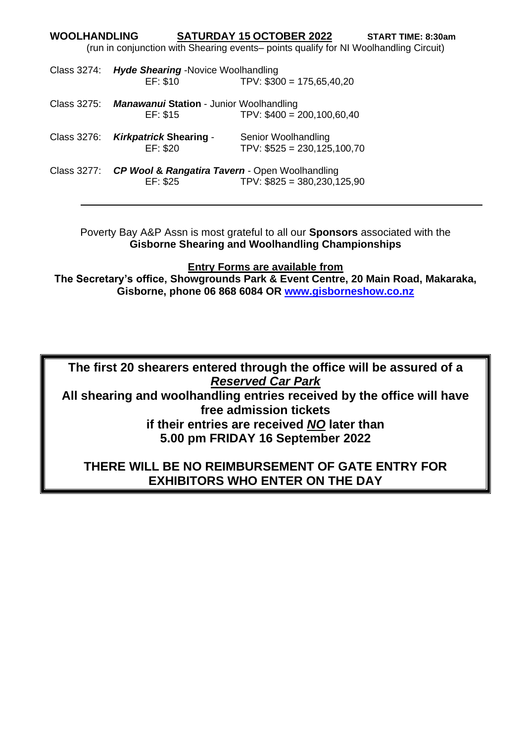**WOOLHANDLING** **SATURDAY 15 OCTOBER 2022** **START TIME: 8:30am**

(run in conjunction with Shearing events– points qualify for NI Woolhandling Circuit)

Class 3274: ***Hyde Shearing*** -Novice Woolhandling
EF: $10 TPV: $300 = 175,65,40,20

Class 3275: ***Manawanui* Station** - Junior Woolhandling
EF: $15 TPV: $400 = 200,100,60,40

Class 3276: ***Kirkpatrick* Shearing** - Senior Woolhandling
EF: $20 TPV: $525 = 230,125,100,70

Class 3277: ***CP Wool & Rangatira Tavern*** - Open Woolhandling
EF: $25 TPV: $825 = 380,230,125,90

---

Poverty Bay A&P Assn is most grateful to all our **Sponsors** associated with the **Gisborne Shearing and Woolhandling Championships**

**Entry Forms are available from**

**The Secretary's office, Showgrounds Park & Event Centre, 20 Main Road, Makaraka, Gisborne, phone 06 868 6084 OR www.gisborneshow.co.nz**

**The first 20 shearers entered through the office will be assured of a *Reserved Car Park***

**All shearing and woolhandling entries received by the office will have free admission tickets**

**if their entries are received *NO* later than**

**5.00 pm FRIDAY 16 September 2022**

**THERE WILL BE NO REIMBURSEMENT OF GATE ENTRY FOR EXHIBITORS WHO ENTER ON THE DAY**